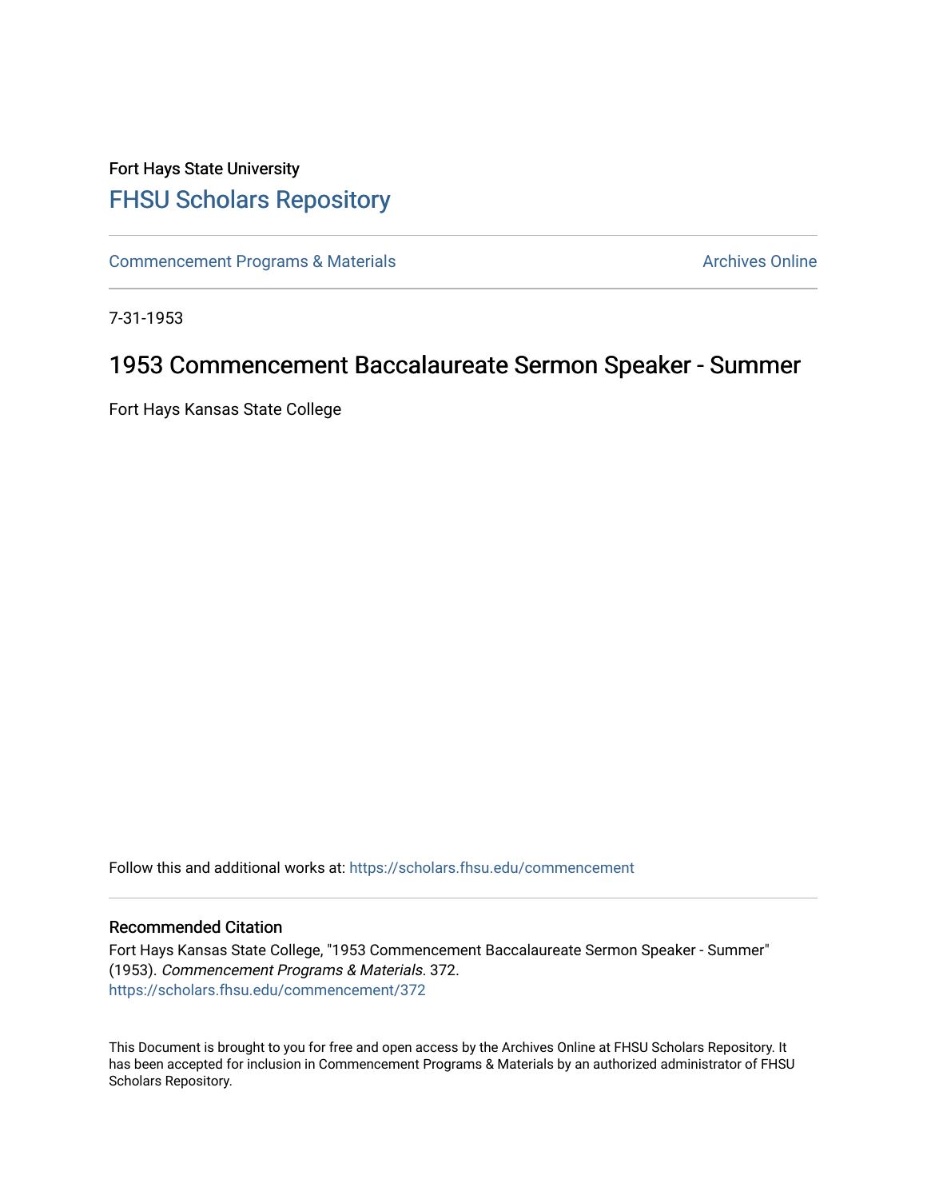Fort Hays State University

# FHSU Scholars Repository

Commencement Programs & Materials

Archives Online

7-31-1953

## 1953 Commencement Baccalaureate Sermon Speaker - Summer

Fort Hays Kansas State College

Follow this and additional works at: https://scholars.fhsu.edu/commencement

### Recommended Citation

Fort Hays Kansas State College, "1953 Commencement Baccalaureate Sermon Speaker - Summer" (1953). *Commencement Programs & Materials*. 372.
https://scholars.fhsu.edu/commencement/372

This Document is brought to you for free and open access by the Archives Online at FHSU Scholars Repository. It has been accepted for inclusion in Commencement Programs & Materials by an authorized administrator of FHSU Scholars Repository.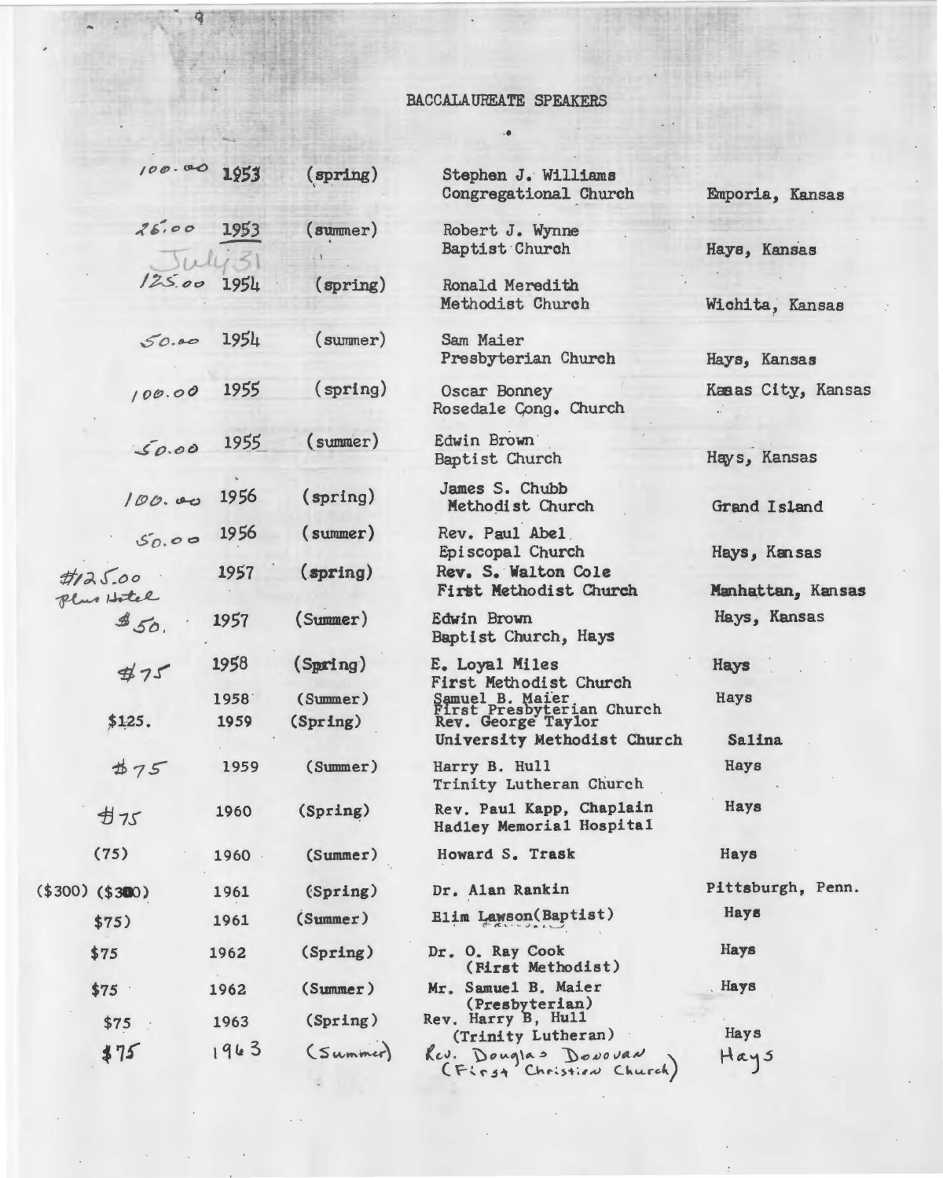# BACCALAUREATE SPEAKERS

| | | | | |
|---|---|---|---|---|
| 100.00 | 1953 | (spring) | Stephen J. Williams<br>Congregational Church | Emporia, Kansas |
| 25.00 | 1953 | (summer) | Robert J. Wynne<br>Baptist Church | Hays, Kansas |
| July 31<br>125.00 | 1954 | (spring) | Ronald Meredith<br>Methodist Church | Wichita, Kansas |
| 50.00 | 1954 | (summer) | Sam Maier<br>Presbyterian Church | Hays, Kansas |
| 100.00 | 1955 | (spring) | Oscar Bonney<br>Rosedale Cong. Church | Kasas City, Kansas |
| 50.00 | 1955 | (summer) | Edwin Brown<br>Baptist Church | Hays, Kansas |
| 100.00 | 1956 | (spring) | James S. Chubb<br>Methodist Church | Grand Island |
| 50.00 | 1956 | (summer) | Rev. Paul Abel<br>Episcopal Church | Hays, Kansas |
| $125.00<br>plus Hotel | 1957 | (spring) | Rev. S. Walton Cole<br>First Methodist Church | Manhattan, Kansas |
| $50. | 1957 | (Summer) | Edwin Brown<br>Baptist Church, Hays | Hays, Kansas |
| $75 | 1958 | (Spring) | E. Loyal Miles<br>First Methodist Church | Hays |
| | 1958 | (Summer) | Samuel B. Maier<br>First Presbyterian Church | Hays |
| $125. | 1959 | (Spring) | Rev. George Taylor<br>University Methodist Church | Salina |
| $75 | 1959 | (Summer) | Harry B. Hull<br>Trinity Lutheran Church | Hays |
| $75 | 1960 | (Spring) | Rev. Paul Kapp, Chaplain<br>Hadley Memorial Hospital | Hays |
| (75) | 1960 | (Summer) | Howard S. Trask | Hays |
| ($300) ($300) | 1961 | (Spring) | Dr. Alan Rankin | Pittsburgh, Penn. |
| $75) | 1961 | (Summer) | Elim Lawson(Baptist) | Hays |
| $75 | 1962 | (Spring) | Dr. O. Ray Cook<br>(First Methodist) | Hays |
| $75 | 1962 | (Summer) | Mr. Samuel B. Maier<br>(Presbyterian) | Hays |
| $75 | 1963 | (Spring) | Rev. Harry B, Hull<br>(Trinity Lutheran) | Hays |
| $75 | 1963 | (Summer) | Rev. Douglas Donovan<br>(First Christian Church) | Hays |